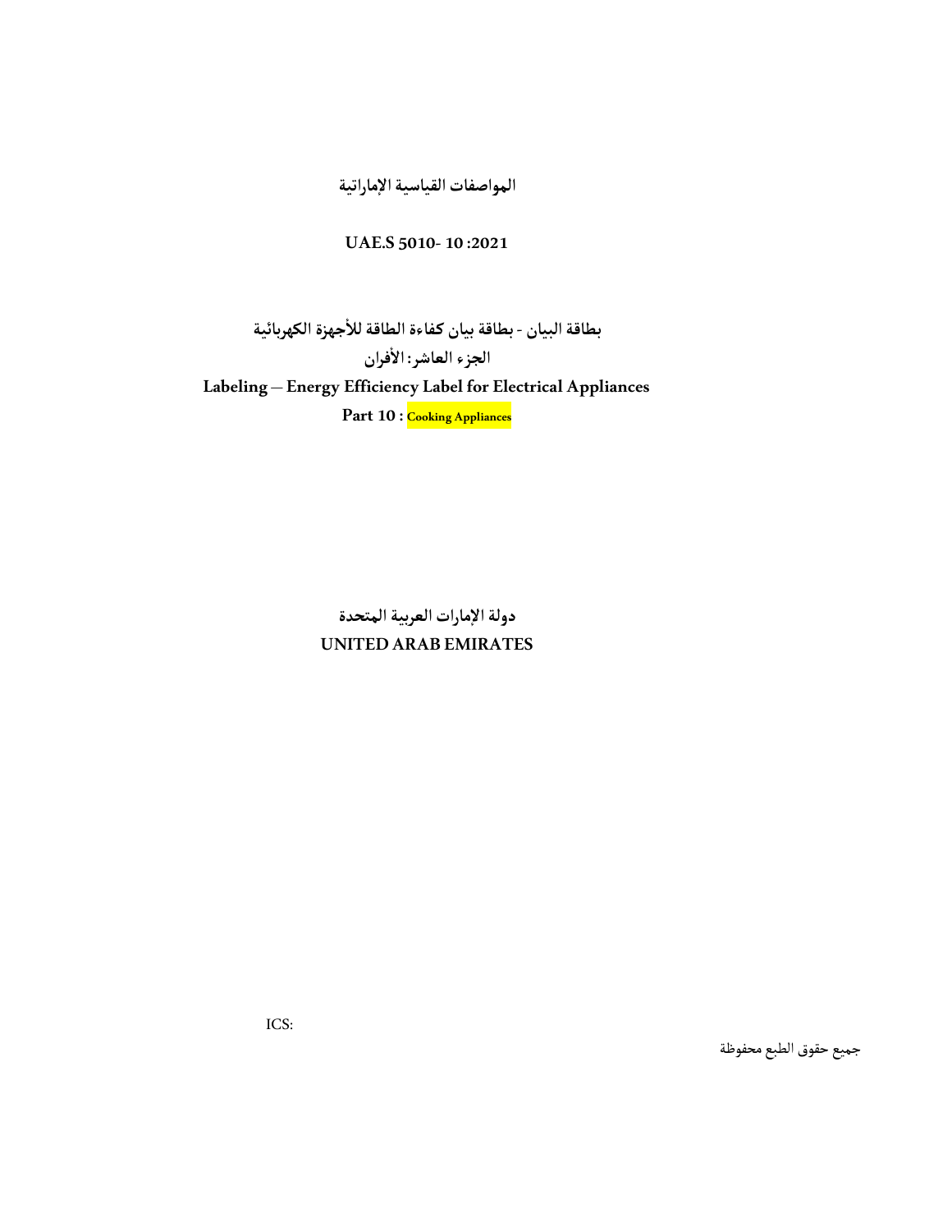**المواصفات القياسية الإماراتية**

**UAE.S 5010- 10 :2021**

# بطاقة البيان - بطاقة بيان كفاءة الطاقة للأجهزة الكهربائية

## الجزء العاشر: الأفران

# Labeling – Energy Efficiency Label for Electrical Appliances

## Part 10 : Cooking Appliances

**دولة الإمارات العربية المتحدة**

**UNITED ARAB EMIRATES**

ICS:

جميع حقوق الطبع محفوظة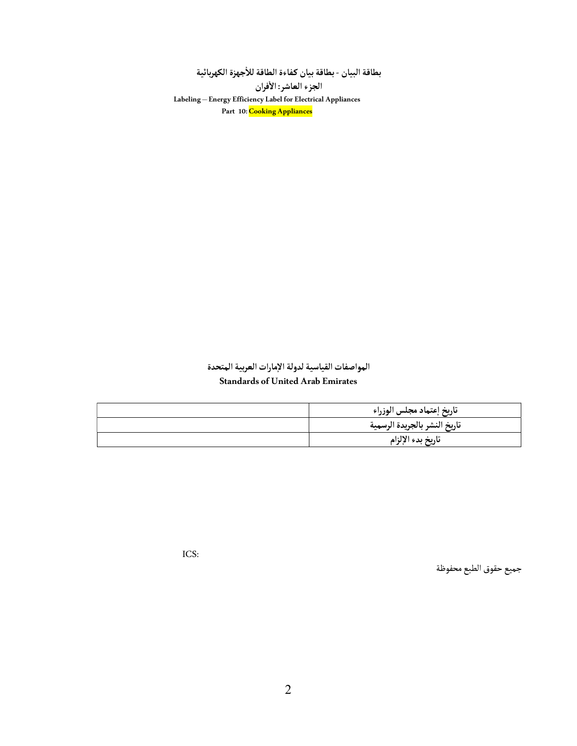**بطاقة البيان - بطاقة بيان كفاءة الطاقة للأجهزة الكهربائية**

**الجزء العاشر: الأفران**

**Labeling – Energy Efficiency Label for Electrical Appliances**

**Part 10: Cooking Appliances**

**المواصفات القياسية لدولة الإمارات العربية المتحدة**

**Standards of United Arab Emirates**

| | |
|---|---|
| | **تاريخ إعتماد مجلس الوزراء** |
| | **تاريخ النشر بالجريدة الرسمية** |
| | **تاريخ بدء الإلزام** |

ICS:

جميع حقوق الطبع محفوظة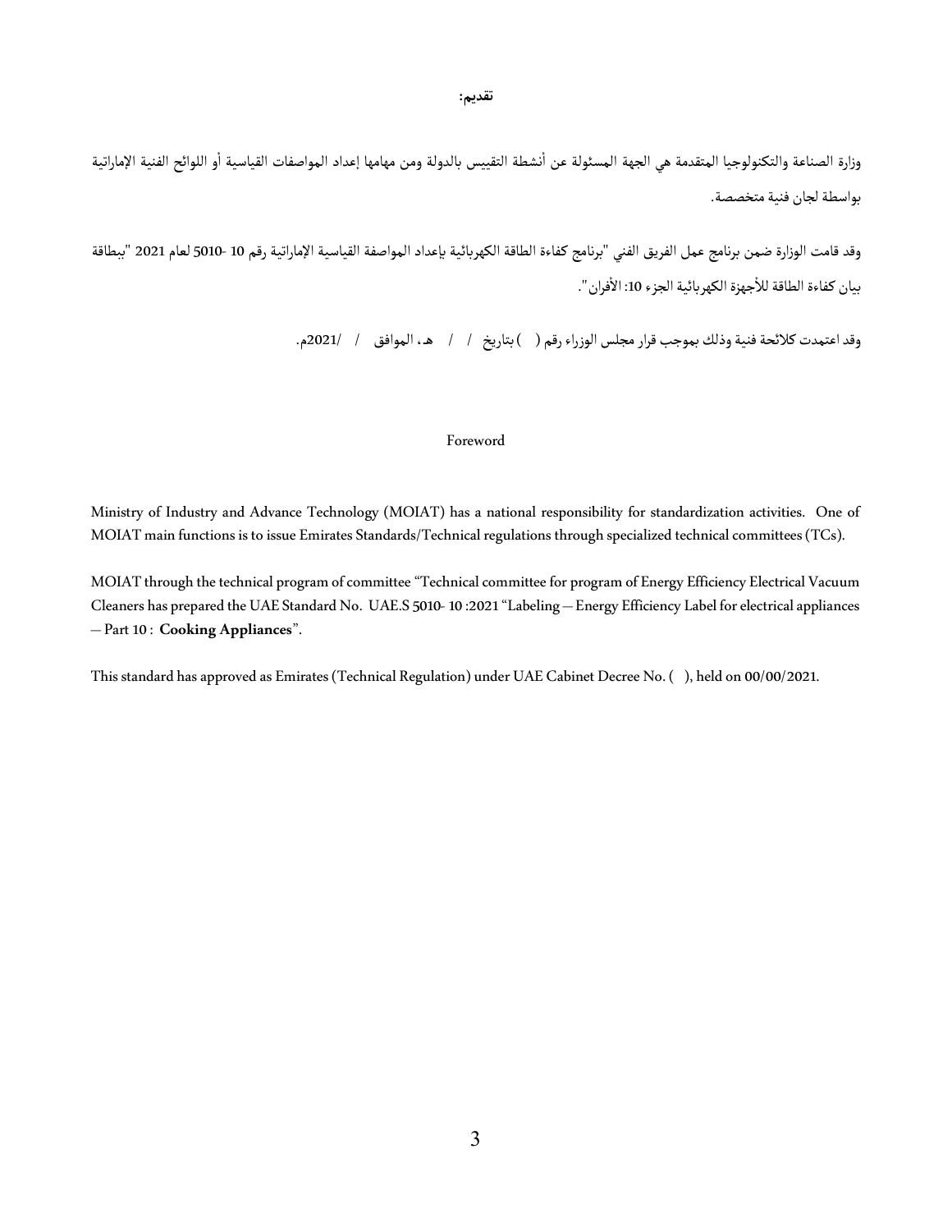## تقديم:

وزارة الصناعة والتكنولوجيا المتقدمة هي الجهة المسئولة عن أنشطة التقييس بالدولة ومن مهامها إعداد المواصفات القياسية أو اللوائح الفنية الإماراتية بواسطة لجان فنية متخصصة.

وقد قامت الوزارة ضمن برنامج عمل الفريق الفني "برنامج كفاءة الطاقة الكهربائية بإعداد المواصفة القياسية الإماراتية رقم 10 -5010 لعام 2021 "ببطاقة بيان كفاءة الطاقة للأجهزة الكهربائية الجزء 10: الأفران".

وقد اعتمدت كلائحة فنية وذلك بموجب قرار مجلس الوزراء رقم ( ) بتاريخ / / هـ، الموافق / /2021م.

## Foreword

Ministry of Industry and Advance Technology (MOIAT) has a national responsibility for standardization activities. One of MOIAT main functions is to issue Emirates Standards/Technical regulations through specialized technical committees (TCs).

MOIAT through the technical program of committee "Technical committee for program of Energy Efficiency Electrical Vacuum Cleaners has prepared the UAE Standard No. UAE.S 5010- 10 :2021 "Labeling – Energy Efficiency Label for electrical appliances – Part 10 : **Cooking Appliances**".

This standard has approved as Emirates (Technical Regulation) under UAE Cabinet Decree No. ( ), held on 00/00/2021.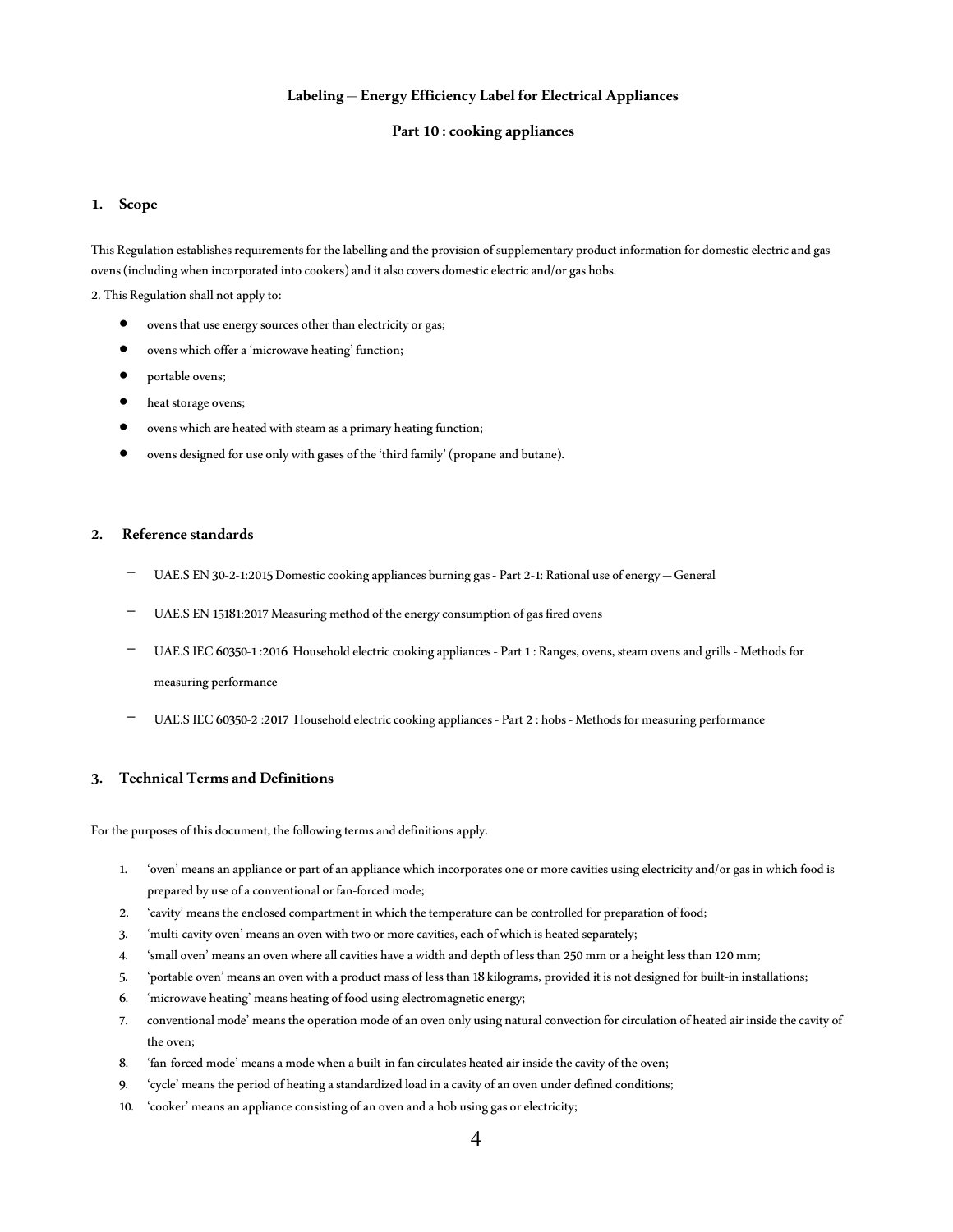**Labeling — Energy Efficiency Label for Electrical Appliances**

**Part 10 : cooking appliances**

## 1. Scope

This Regulation establishes requirements for the labelling and the provision of supplementary product information for domestic electric and gas ovens (including when incorporated into cookers) and it also covers domestic electric and/or gas hobs.

2. This Regulation shall not apply to:

- ovens that use energy sources other than electricity or gas;
- ovens which offer a 'microwave heating' function;
- portable ovens;
- heat storage ovens;
- ovens which are heated with steam as a primary heating function;
- ovens designed for use only with gases of the 'third family' (propane and butane).

## 2. Reference standards

- UAE.S EN 30-2-1:2015 Domestic cooking appliances burning gas - Part 2-1: Rational use of energy — General
- UAE.S EN 15181:2017 Measuring method of the energy consumption of gas fired ovens
- UAE.S IEC 60350-1 :2016 Household electric cooking appliances - Part 1 : Ranges, ovens, steam ovens and grills - Methods for measuring performance
- UAE.S IEC 60350-2 :2017 Household electric cooking appliances - Part 2 : hobs - Methods for measuring performance

## 3. Technical Terms and Definitions

For the purposes of this document, the following terms and definitions apply.

1. 'oven' means an appliance or part of an appliance which incorporates one or more cavities using electricity and/or gas in which food is prepared by use of a conventional or fan-forced mode;
2. 'cavity' means the enclosed compartment in which the temperature can be controlled for preparation of food;
3. 'multi-cavity oven' means an oven with two or more cavities, each of which is heated separately;
4. 'small oven' means an oven where all cavities have a width and depth of less than 250 mm or a height less than 120 mm;
5. 'portable oven' means an oven with a product mass of less than 18 kilograms, provided it is not designed for built-in installations;
6. 'microwave heating' means heating of food using electromagnetic energy;
7. conventional mode' means the operation mode of an oven only using natural convection for circulation of heated air inside the cavity of the oven;
8. 'fan-forced mode' means a mode when a built-in fan circulates heated air inside the cavity of the oven;
9. 'cycle' means the period of heating a standardized load in a cavity of an oven under defined conditions;
10. 'cooker' means an appliance consisting of an oven and a hob using gas or electricity;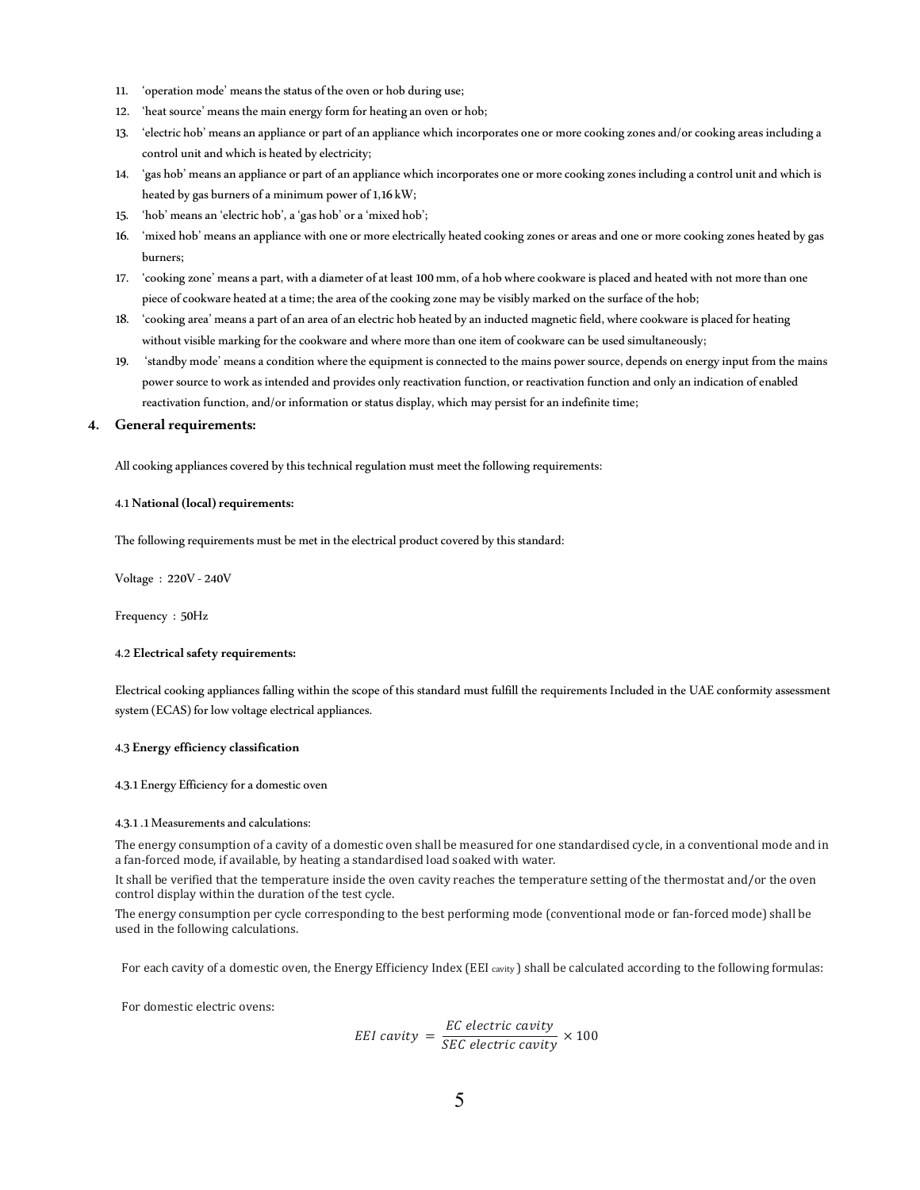11. 'operation mode' means the status of the oven or hob during use;
12. 'heat source' means the main energy form for heating an oven or hob;
13. 'electric hob' means an appliance or part of an appliance which incorporates one or more cooking zones and/or cooking areas including a control unit and which is heated by electricity;
14. 'gas hob' means an appliance or part of an appliance which incorporates one or more cooking zones including a control unit and which is heated by gas burners of a minimum power of 1,16 kW;
15. 'hob' means an 'electric hob', a 'gas hob' or a 'mixed hob';
16. 'mixed hob' means an appliance with one or more electrically heated cooking zones or areas and one or more cooking zones heated by gas burners;
17. 'cooking zone' means a part, with a diameter of at least 100 mm, of a hob where cookware is placed and heated with not more than one piece of cookware heated at a time; the area of the cooking zone may be visibly marked on the surface of the hob;
18. 'cooking area' means a part of an area of an electric hob heated by an inducted magnetic field, where cookware is placed for heating without visible marking for the cookware and where more than one item of cookware can be used simultaneously;
19. 'standby mode' means a condition where the equipment is connected to the mains power source, depends on energy input from the mains power source to work as intended and provides only reactivation function, or reactivation function and only an indication of enabled reactivation function, and/or information or status display, which may persist for an indefinite time;

## 4. General requirements:

All cooking appliances covered by this technical regulation must meet the following requirements:

### 4.1 National (local) requirements:

The following requirements must be met in the electrical product covered by this standard:

Voltage : 220V - 240V

Frequency : 50Hz

### 4.2 Electrical safety requirements:

Electrical cooking appliances falling within the scope of this standard must fulfill the requirements Included in the UAE conformity assessment system (ECAS) for low voltage electrical appliances.

### 4.3 Energy efficiency classification

4.3.1 Energy Efficiency for a domestic oven

4.3.1 .1 Measurements and calculations:

The energy consumption of a cavity of a domestic oven shall be measured for one standardised cycle, in a conventional mode and in a fan-forced mode, if available, by heating a standardised load soaked with water.

It shall be verified that the temperature inside the oven cavity reaches the temperature setting of the thermostat and/or the oven control display within the duration of the test cycle.

The energy consumption per cycle corresponding to the best performing mode (conventional mode or fan-forced mode) shall be used in the following calculations.

For each cavity of a domestic oven, the Energy Efficiency Index ($EEI_{cavity}$) shall be calculated according to the following formulas:

For domestic electric ovens:

$$EEI\ cavity = \frac{EC\ electric\ cavity}{SEC\ electric\ cavity} \times 100$$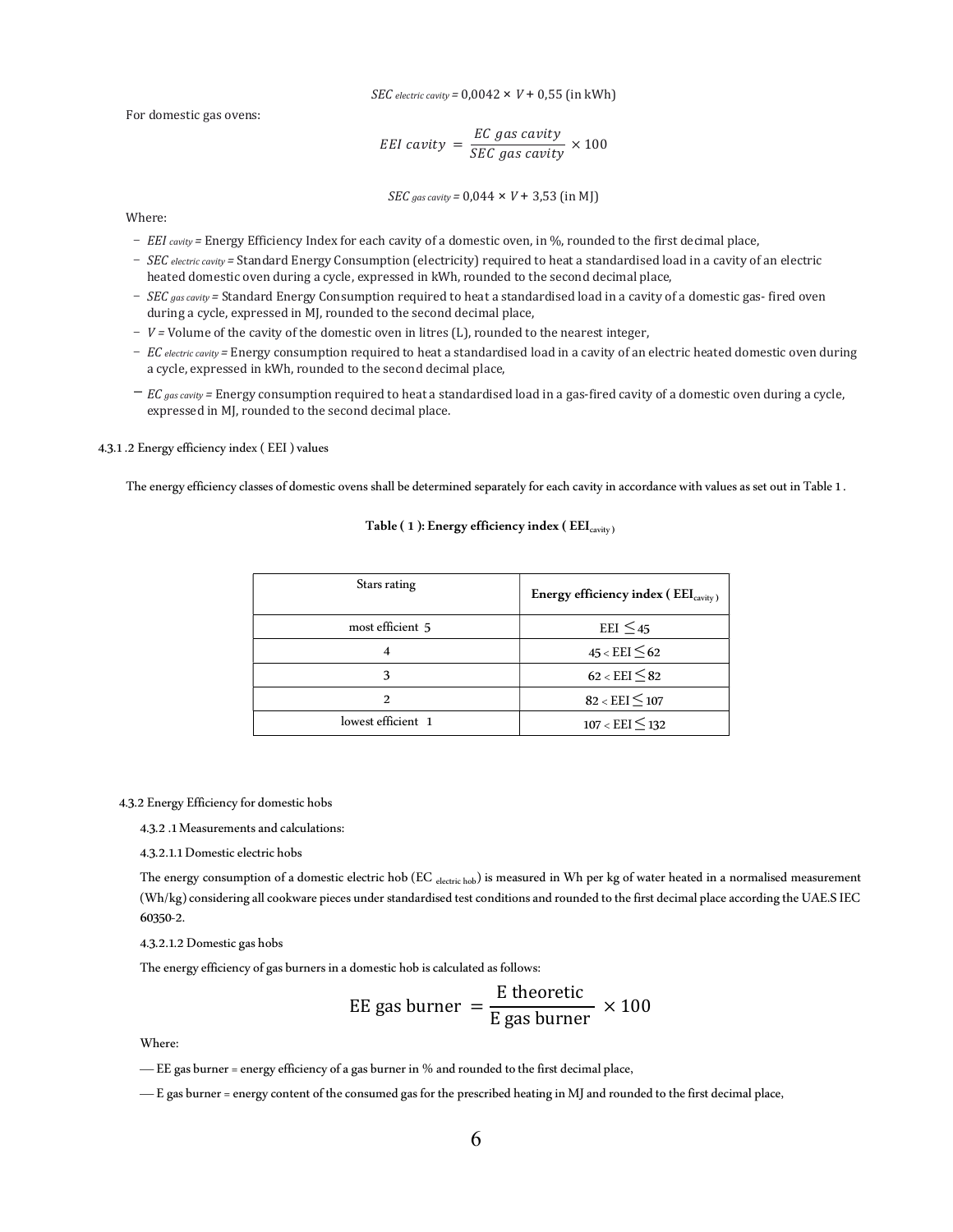$$SEC_{electric\ cavity} = 0{,}0042 \times V + 0{,}55 \text{ (in kWh)}$$

For domestic gas ovens:

$$EEI\ cavity = \frac{EC\ gas\ cavity}{SEC\ gas\ cavity} \times 100$$

$$SEC_{gas\ cavity} = 0{,}044 \times V + 3{,}53 \text{ (in MJ)}$$

Where:

- $EEI_{cavity}$ = Energy Efficiency Index for each cavity of a domestic oven, in %, rounded to the first decimal place,
- $SEC_{electric\ cavity}$ = Standard Energy Consumption (electricity) required to heat a standardised load in a cavity of an electric heated domestic oven during a cycle, expressed in kWh, rounded to the second decimal place,
- $SEC_{gas\ cavity}$ = Standard Energy Consumption required to heat a standardised load in a cavity of a domestic gas- fired oven during a cycle, expressed in MJ, rounded to the second decimal place,
- $V$ = Volume of the cavity of the domestic oven in litres (L), rounded to the nearest integer,
- $EC_{electric\ cavity}$ = Energy consumption required to heat a standardised load in a cavity of an electric heated domestic oven during a cycle, expressed in kWh, rounded to the second decimal place,
- $EC_{gas\ cavity}$ = Energy consumption required to heat a standardised load in a gas-fired cavity of a domestic oven during a cycle, expressed in MJ, rounded to the second decimal place.

4.3.1 .2 Energy efficiency index ( EEI ) values

The energy efficiency classes of domestic ovens shall be determined separately for each cavity in accordance with values as set out in Table 1 .

**Table ( 1 ): Energy efficiency index ( $EEI_{cavity}$ )**

| Stars rating | **Energy efficiency index ( $EEI_{cavity}$ )** |
|---|---|
| most efficient 5 | $EEI \leq 45$ |
| 4 | $45 < EEI \leq 62$ |
| 3 | $62 < EEI \leq 82$ |
| 2 | $82 < EEI \leq 107$ |
| lowest efficient 1 | $107 < EEI \leq 132$ |

4.3.2 Energy Efficiency for domestic hobs

4.3.2 .1 Measurements and calculations:

4.3.2.1.1 Domestic electric hobs

The energy consumption of a domestic electric hob ($EC_{electric\ hob}$) is measured in Wh per kg of water heated in a normalised measurement (Wh/kg) considering all cookware pieces under standardised test conditions and rounded to the first decimal place according the UAE.S IEC 60350-2.

4.3.2.1.2 Domestic gas hobs

The energy efficiency of gas burners in a domestic hob is calculated as follows:

$$\text{EE gas burner} = \frac{\text{E theoretic}}{\text{E gas burner}} \times 100$$

Where:

— EE gas burner = energy efficiency of a gas burner in % and rounded to the first decimal place,

— E gas burner = energy content of the consumed gas for the prescribed heating in MJ and rounded to the first decimal place,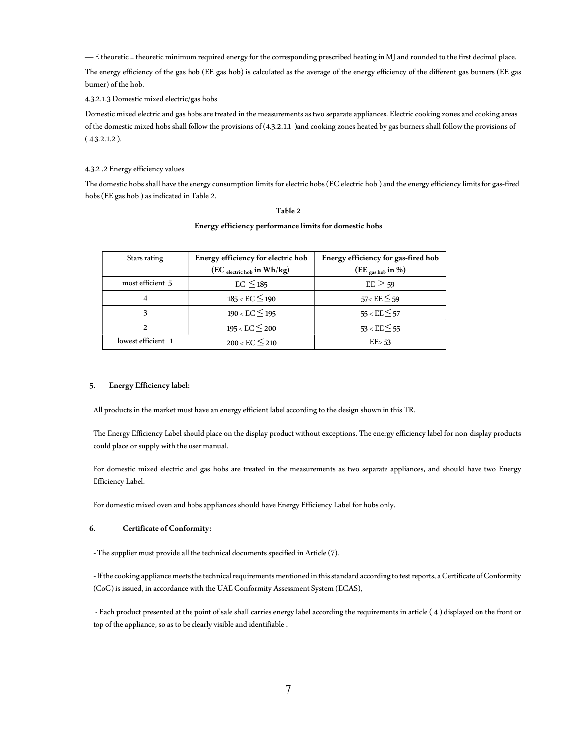— E theoretic = theoretic minimum required energy for the corresponding prescribed heating in MJ and rounded to the first decimal place.

The energy efficiency of the gas hob (EE gas hob) is calculated as the average of the energy efficiency of the different gas burners (EE gas burner) of the hob.

4.3.2.1.3 Domestic mixed electric/gas hobs

Domestic mixed electric and gas hobs are treated in the measurements as two separate appliances. Electric cooking zones and cooking areas of the domestic mixed hobs shall follow the provisions of (4.3.2.1.1 )and cooking zones heated by gas burners shall follow the provisions of ( 4.3.2.1.2 ).

4.3.2 .2 Energy efficiency values

The domestic hobs shall have the energy consumption limits for electric hobs (EC electric hob ) and the energy efficiency limits for gas-fired hobs (EE gas hob ) as indicated in Table 2.

**Table 2**

**Energy efficiency performance limits for domestic hobs**

| Stars rating | **Energy efficiency for electric hob ($EC_{electric\ hob}$ in Wh/kg)** | **Energy efficiency for gas-fired hob ($EE_{gas\ hob}$ in %)** |
|---|---|---|
| most efficient 5 | $EC \leq 185$ | $EE > 59$ |
| 4 | $185 < EC \leq 190$ | $57 < EE \leq 59$ |
| 3 | $190 < EC \leq 195$ | $55 < EE \leq 57$ |
| 2 | $195 < EC \leq 200$ | $53 < EE \leq 55$ |
| lowest efficient 1 | $200 < EC \leq 210$ | $EE > 53$ |

## 5. Energy Efficiency label:

All products in the market must have an energy efficient label according to the design shown in this TR.

The Energy Efficiency Label should place on the display product without exceptions. The energy efficiency label for non-display products could place or supply with the user manual.

For domestic mixed electric and gas hobs are treated in the measurements as two separate appliances, and should have two Energy Efficiency Label.

For domestic mixed oven and hobs appliances should have Energy Efficiency Label for hobs only.

## 6. Certificate of Conformity:

- The supplier must provide all the technical documents specified in Article (7).

- If the cooking appliance meets the technical requirements mentioned in this standard according to test reports, a Certificate of Conformity (CoC) is issued, in accordance with the UAE Conformity Assessment System (ECAS),

- Each product presented at the point of sale shall carries energy label according the requirements in article ( 4 ) displayed on the front or top of the appliance, so as to be clearly visible and identifiable .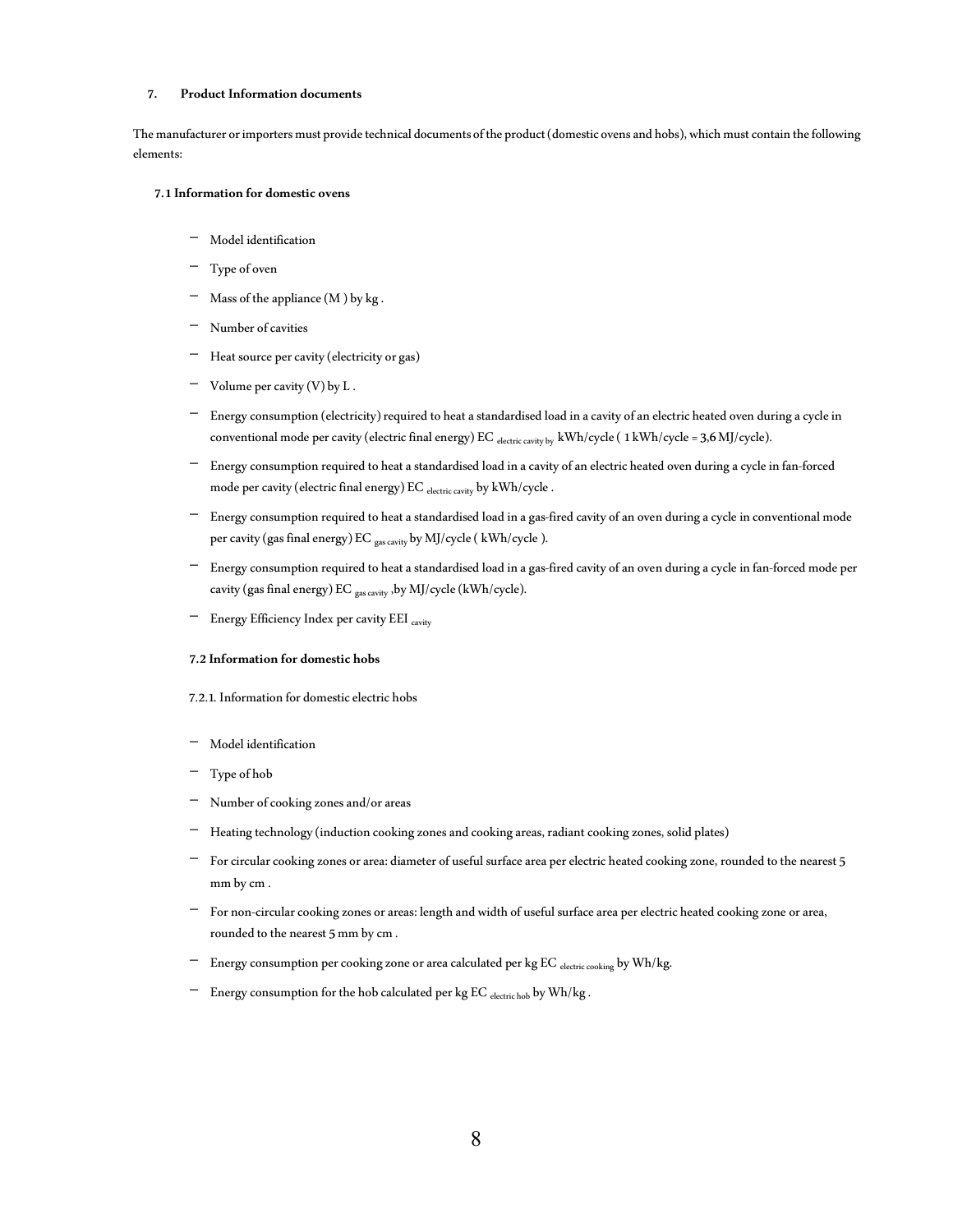### 7. Product Information documents

The manufacturer or importers must provide technical documents of the product (domestic ovens and hobs), which must contain the following elements:

#### 7.1 Information for domestic ovens

- Model identification
- Type of oven
- Mass of the appliance (M ) by kg .
- Number of cavities
- Heat source per cavity (electricity or gas)
- Volume per cavity (V) by L .
- Energy consumption (electricity) required to heat a standardised load in a cavity of an electric heated oven during a cycle in conventional mode per cavity (electric final energy) $EC_{\text{electric cavity by}}$ kWh/cycle ( 1 kWh/cycle = 3,6 MJ/cycle).
- Energy consumption required to heat a standardised load in a cavity of an electric heated oven during a cycle in fan-forced mode per cavity (electric final energy) $EC_{\text{electric cavity}}$ by kWh/cycle .
- Energy consumption required to heat a standardised load in a gas-fired cavity of an oven during a cycle in conventional mode per cavity (gas final energy) $EC_{\text{gas cavity}}$ by MJ/cycle ( kWh/cycle ).
- Energy consumption required to heat a standardised load in a gas-fired cavity of an oven during a cycle in fan-forced mode per cavity (gas final energy) $EC_{\text{gas cavity}}$ ,by MJ/cycle (kWh/cycle).
- Energy Efficiency Index per cavity $EEI_{\text{cavity}}$

#### 7.2 Information for domestic hobs

7.2.1. Information for domestic electric hobs

- Model identification
- Type of hob
- Number of cooking zones and/or areas
- Heating technology (induction cooking zones and cooking areas, radiant cooking zones, solid plates)
- For circular cooking zones or area: diameter of useful surface area per electric heated cooking zone, rounded to the nearest 5 mm by cm .
- For non-circular cooking zones or areas: length and width of useful surface area per electric heated cooking zone or area, rounded to the nearest 5 mm by cm .
- Energy consumption per cooking zone or area calculated per kg $EC_{\text{electric cooking}}$ by Wh/kg.
- Energy consumption for the hob calculated per kg $EC_{\text{electric hob}}$ by Wh/kg .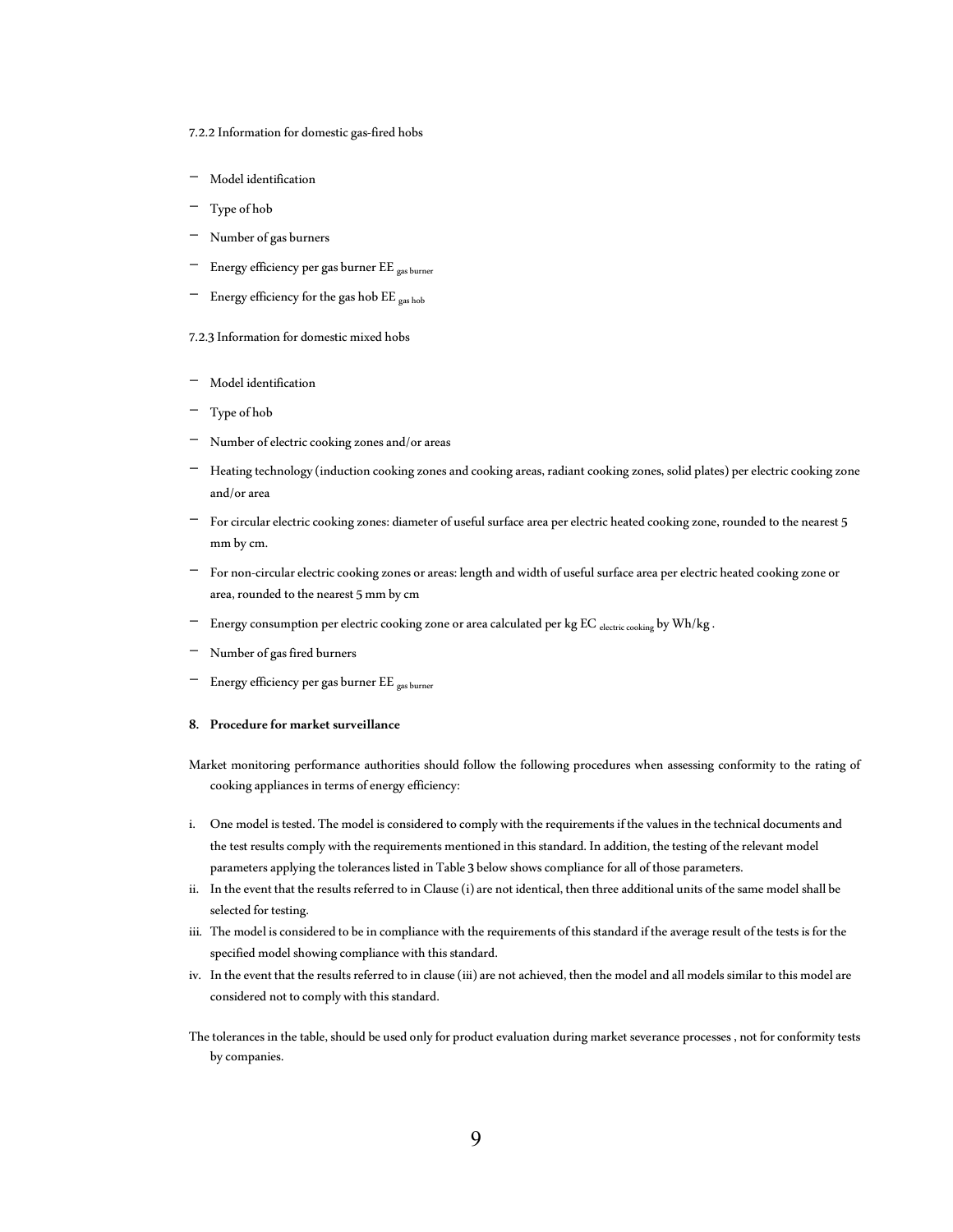7.2.2 Information for domestic gas-fired hobs

- Model identification
- Type of hob
- Number of gas burners
- Energy efficiency per gas burner $EE_{gas\ burner}$
- Energy efficiency for the gas hob $EE_{gas\ hob}$

7.2.3 Information for domestic mixed hobs

- Model identification
- Type of hob
- Number of electric cooking zones and/or areas
- Heating technology (induction cooking zones and cooking areas, radiant cooking zones, solid plates) per electric cooking zone and/or area
- For circular electric cooking zones: diameter of useful surface area per electric heated cooking zone, rounded to the nearest 5 mm by cm.
- For non-circular electric cooking zones or areas: length and width of useful surface area per electric heated cooking zone or area, rounded to the nearest 5 mm by cm
- Energy consumption per electric cooking zone or area calculated per kg $EC_{electric\ cooking}$ by Wh/kg .
- Number of gas fired burners
- Energy efficiency per gas burner $EE_{gas\ burner}$

**8. Procedure for market surveillance**

Market monitoring performance authorities should follow the following procedures when assessing conformity to the rating of cooking appliances in terms of energy efficiency:

i. One model is tested. The model is considered to comply with the requirements if the values in the technical documents and the test results comply with the requirements mentioned in this standard. In addition, the testing of the relevant model parameters applying the tolerances listed in Table 3 below shows compliance for all of those parameters.
ii. In the event that the results referred to in Clause (i) are not identical, then three additional units of the same model shall be selected for testing.
iii. The model is considered to be in compliance with the requirements of this standard if the average result of the tests is for the specified model showing compliance with this standard.
iv. In the event that the results referred to in clause (iii) are not achieved, then the model and all models similar to this model are considered not to comply with this standard.

The tolerances in the table, should be used only for product evaluation during market severance processes , not for conformity tests by companies.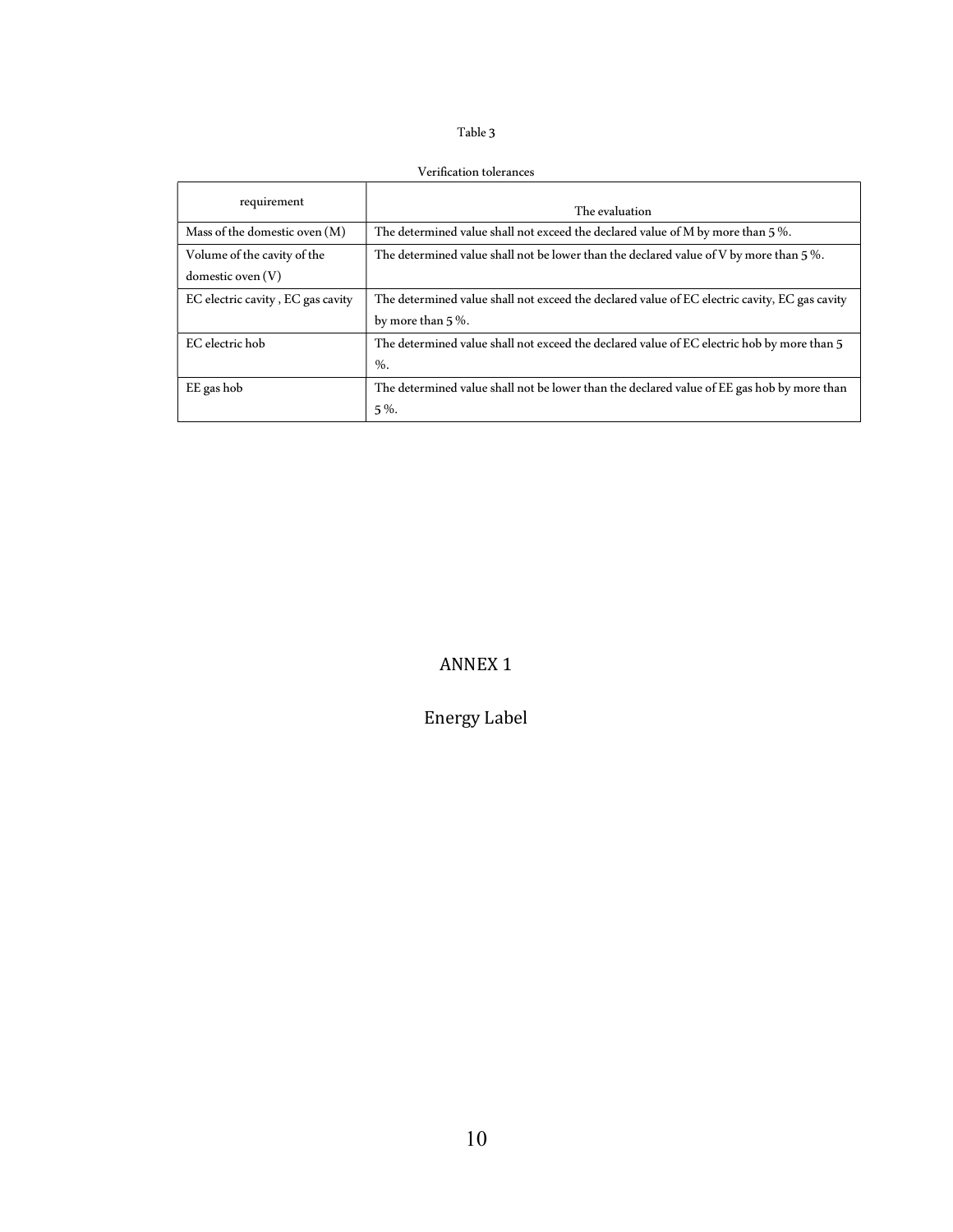Table 3

Verification tolerances

| requirement | The evaluation |
| --- | --- |
| Mass of the domestic oven (M) | The determined value shall not exceed the declared value of M by more than 5 %. |
| Volume of the cavity of the domestic oven (V) | The determined value shall not be lower than the declared value of V by more than 5 %. |
| EC electric cavity , EC gas cavity | The determined value shall not exceed the declared value of EC electric cavity, EC gas cavity by more than 5 %. |
| EC electric hob | The determined value shall not exceed the declared value of EC electric hob by more than 5 %. |
| EE gas hob | The determined value shall not be lower than the declared value of EE gas hob by more than 5 %. |

# ANNEX 1

## Energy Label